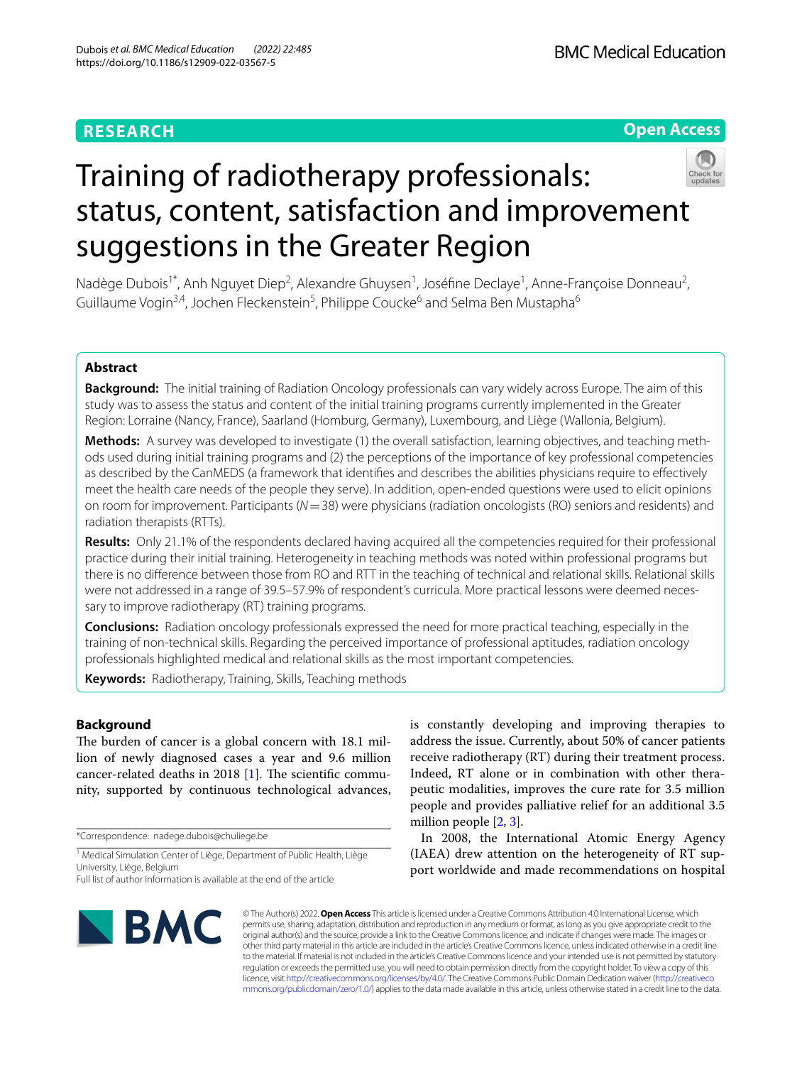RESEARCH

Open Access

# Training of radiotherapy professionals: status, content, satisfaction and improvement suggestions in the Greater Region

Nadège Dubois[1*], Anh Nguyet Diep[2], Alexandre Ghuysen[1], Joséfine Declaye[1], Anne-Françoise Donneau[2], Guillaume Vogin[3,4], Jochen Fleckenstein[5], Philippe Coucke[6] and Selma Ben Mustapha[6]

## Abstract

**Background:** The initial training of Radiation Oncology professionals can vary widely across Europe. The aim of this study was to assess the status and content of the initial training programs currently implemented in the Greater Region: Lorraine (Nancy, France), Saarland (Homburg, Germany), Luxembourg, and Liège (Wallonia, Belgium).

**Methods:** A survey was developed to investigate (1) the overall satisfaction, learning objectives, and teaching methods used during initial training programs and (2) the perceptions of the importance of key professional competencies as described by the CanMEDS (a framework that identifies and describes the abilities physicians require to effectively meet the health care needs of the people they serve). In addition, open-ended questions were used to elicit opinions on room for improvement. Participants ($N = 38$) were physicians (radiation oncologists (RO) seniors and residents) and radiation therapists (RTTs).

**Results:** Only 21.1% of the respondents declared having acquired all the competencies required for their professional practice during their initial training. Heterogeneity in teaching methods was noted within professional programs but there is no difference between those from RO and RTT in the teaching of technical and relational skills. Relational skills were not addressed in a range of 39.5–57.9% of respondent's curricula. More practical lessons were deemed necessary to improve radiotherapy (RT) training programs.

**Conclusions:** Radiation oncology professionals expressed the need for more practical teaching, especially in the training of non-technical skills. Regarding the perceived importance of professional aptitudes, radiation oncology professionals highlighted medical and relational skills as the most important competencies.

**Keywords:** Radiotherapy, Training, Skills, Teaching methods

## Background

The burden of cancer is a global concern with 18.1 million of newly diagnosed cases a year and 9.6 million cancer-related deaths in 2018 [1]. The scientific community, supported by continuous technological advances, is constantly developing and improving therapies to address the issue. Currently, about 50% of cancer patients receive radiotherapy (RT) during their treatment process. Indeed, RT alone or in combination with other therapeutic modalities, improves the cure rate for 3.5 million people and provides palliative relief for an additional 3.5 million people [2, 3].

In 2008, the International Atomic Energy Agency (IAEA) drew attention on the heterogeneity of RT support worldwide and made recommendations on hospital

*Correspondence: nadege.dubois@chuliege.be

[1] Medical Simulation Center of Liège, Department of Public Health, Liège University, Liège, Belgium

Full list of author information is available at the end of the article

© The Author(s) 2022. **Open Access** This article is licensed under a Creative Commons Attribution 4.0 International License, which permits use, sharing, adaptation, distribution and reproduction in any medium or format, as long as you give appropriate credit to the original author(s) and the source, provide a link to the Creative Commons licence, and indicate if changes were made. The images or other third party material in this article are included in the article's Creative Commons licence, unless indicated otherwise in a credit line to the material. If material is not included in the article's Creative Commons licence and your intended use is not permitted by statutory regulation or exceeds the permitted use, you will need to obtain permission directly from the copyright holder. To view a copy of this licence, visit http://creativecommons.org/licenses/by/4.0/. The Creative Commons Public Domain Dedication waiver (http://creativecommons.org/publicdomain/zero/1.0/) applies to the data made available in this article, unless otherwise stated in a credit line to the data.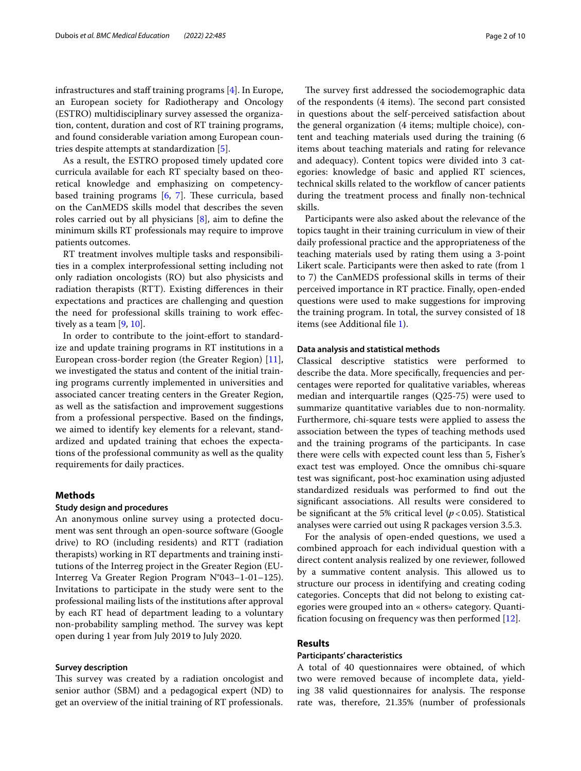infrastructures and staff training programs [4]. In Europe, an European society for Radiotherapy and Oncology (ESTRO) multidisciplinary survey assessed the organization, content, duration and cost of RT training programs, and found considerable variation among European countries despite attempts at standardization [5].

As a result, the ESTRO proposed timely updated core curricula available for each RT specialty based on theoretical knowledge and emphasizing on competency-based training programs [6, 7]. These curricula, based on the CanMEDS skills model that describes the seven roles carried out by all physicians [8], aim to define the minimum skills RT professionals may require to improve patients outcomes.

RT treatment involves multiple tasks and responsibilities in a complex interprofessional setting including not only radiation oncologists (RO) but also physicists and radiation therapists (RTT). Existing differences in their expectations and practices are challenging and question the need for professional skills training to work effectively as a team [9, 10].

In order to contribute to the joint-effort to standardize and update training programs in RT institutions in a European cross-border region (the Greater Region) [11], we investigated the status and content of the initial training programs currently implemented in universities and associated cancer treating centers in the Greater Region, as well as the satisfaction and improvement suggestions from a professional perspective. Based on the findings, we aimed to identify key elements for a relevant, standardized and updated training that echoes the expectations of the professional community as well as the quality requirements for daily practices.

## Methods

### Study design and procedures

An anonymous online survey using a protected document was sent through an open-source software (Google drive) to RO (including residents) and RTT (radiation therapists) working in RT departments and training institutions of the Interreg project in the Greater Region (EU-Interreg Va Greater Region Program N°043–1-01–125). Invitations to participate in the study were sent to the professional mailing lists of the institutions after approval by each RT head of department leading to a voluntary non-probability sampling method. The survey was kept open during 1 year from July 2019 to July 2020.

### Survey description

This survey was created by a radiation oncologist and senior author (SBM) and a pedagogical expert (ND) to get an overview of the initial training of RT professionals. The survey first addressed the sociodemographic data of the respondents (4 items). The second part consisted in questions about the self-perceived satisfaction about the general organization (4 items; multiple choice), content and teaching materials used during the training (6 items about teaching materials and rating for relevance and adequacy). Content topics were divided into 3 categories: knowledge of basic and applied RT sciences, technical skills related to the workflow of cancer patients during the treatment process and finally non-technical skills.

Participants were also asked about the relevance of the topics taught in their training curriculum in view of their daily professional practice and the appropriateness of the teaching materials used by rating them using a 3-point Likert scale. Participants were then asked to rate (from 1 to 7) the CanMEDS professional skills in terms of their perceived importance in RT practice. Finally, open-ended questions were used to make suggestions for improving the training program. In total, the survey consisted of 18 items (see Additional file 1).

### Data analysis and statistical methods

Classical descriptive statistics were performed to describe the data. More specifically, frequencies and percentages were reported for qualitative variables, whereas median and interquartile ranges (Q25-75) were used to summarize quantitative variables due to non-normality. Furthermore, chi-square tests were applied to assess the association between the types of teaching methods used and the training programs of the participants. In case there were cells with expected count less than 5, Fisher's exact test was employed. Once the omnibus chi-square test was significant, post-hoc examination using adjusted standardized residuals was performed to find out the significant associations. All results were considered to be significant at the 5% critical level ($p < 0.05$). Statistical analyses were carried out using R packages version 3.5.3.

For the analysis of open-ended questions, we used a combined approach for each individual question with a direct content analysis realized by one reviewer, followed by a summative content analysis. This allowed us to structure our process in identifying and creating coding categories. Concepts that did not belong to existing categories were grouped into an « others» category. Quantification focusing on frequency was then performed [12].

## Results

### Participants' characteristics

A total of 40 questionnaires were obtained, of which two were removed because of incomplete data, yielding 38 valid questionnaires for analysis. The response rate was, therefore, 21.35% (number of professionals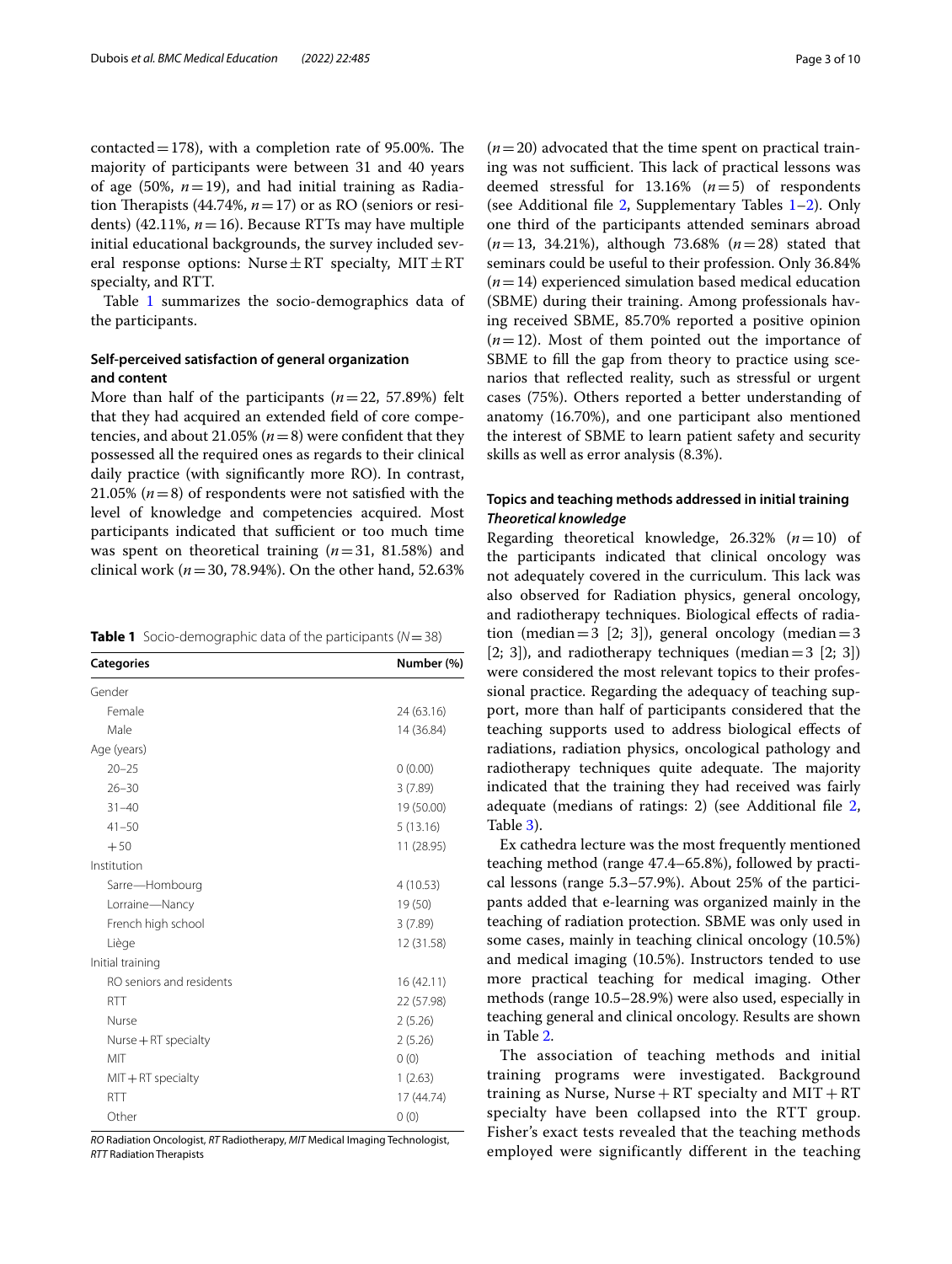contacted = 178), with a completion rate of 95.00%. The majority of participants were between 31 and 40 years of age (50%, $n = 19$), and had initial training as Radiation Therapists (44.74%, $n = 17$) or as RO (seniors or residents) (42.11%, $n = 16$). Because RTTs may have multiple initial educational backgrounds, the survey included several response options: Nurse ± RT specialty, MIT ± RT specialty, and RTT.

Table 1 summarizes the socio-demographics data of the participants.

### Self-perceived satisfaction of general organization and content

More than half of the participants ($n = 22$, 57.89%) felt that they had acquired an extended field of core competencies, and about 21.05% ($n = 8$) were confident that they possessed all the required ones as regards to their clinical daily practice (with significantly more RO). In contrast, 21.05% ($n = 8$) of respondents were not satisfied with the level of knowledge and competencies acquired. Most participants indicated that sufficient or too much time was spent on theoretical training ($n = 31$, 81.58%) and clinical work ($n = 30$, 78.94%). On the other hand, 52.63% ($n = 20$) advocated that the time spent on practical training was not sufficient. This lack of practical lessons was deemed stressful for 13.16% ($n = 5$) of respondents (see Additional file 2, Supplementary Tables 1–2). Only one third of the participants attended seminars abroad ($n = 13$, 34.21%), although 73.68% ($n = 28$) stated that seminars could be useful to their profession. Only 36.84% ($n = 14$) experienced simulation based medical education (SBME) during their training. Among professionals having received SBME, 85.70% reported a positive opinion ($n = 12$). Most of them pointed out the importance of SBME to fill the gap from theory to practice using scenarios that reflected reality, such as stressful or urgent cases (75%). Others reported a better understanding of anatomy (16.70%), and one participant also mentioned the interest of SBME to learn patient safety and security skills as well as error analysis (8.3%).

**Table 1** Socio-demographic data of the participants ($N = 38$)

| Categories | Number (%) |
|---|---|
| Gender | |
| Female | 24 (63.16) |
| Male | 14 (36.84) |
| Age (years) | |
| 20–25 | 0 (0.00) |
| 26–30 | 3 (7.89) |
| 31–40 | 19 (50.00) |
| 41–50 | 5 (13.16) |
| +50 | 11 (28.95) |
| Institution | |
| Sarre—Hombourg | 4 (10.53) |
| Lorraine—Nancy | 19 (50) |
| French high school | 3 (7.89) |
| Liège | 12 (31.58) |
| Initial training | |
| RO seniors and residents | 16 (42.11) |
| RTT | 22 (57.98) |
| Nurse | 2 (5.26) |
| Nurse + RT specialty | 2 (5.26) |
| MIT | 0 (0) |
| MIT + RT specialty | 1 (2.63) |
| RTT | 17 (44.74) |
| Other | 0 (0) |

*RO* Radiation Oncologist, *RT* Radiotherapy, *MIT* Medical Imaging Technologist, *RTT* Radiation Therapists

### Topics and teaching methods addressed in initial training

#### *Theoretical knowledge*

Regarding theoretical knowledge, 26.32% ($n = 10$) of the participants indicated that clinical oncology was not adequately covered in the curriculum. This lack was also observed for Radiation physics, general oncology, and radiotherapy techniques. Biological effects of radiation (median = 3 [2; 3]), general oncology (median = 3 [2; 3]), and radiotherapy techniques (median = 3 [2; 3]) were considered the most relevant topics to their professional practice. Regarding the adequacy of teaching support, more than half of participants considered that the teaching supports used to address biological effects of radiations, radiation physics, oncological pathology and radiotherapy techniques quite adequate. The majority indicated that the training they had received was fairly adequate (medians of ratings: 2) (see Additional file 2, Table 3).

Ex cathedra lecture was the most frequently mentioned teaching method (range 47.4–65.8%), followed by practical lessons (range 5.3–57.9%). About 25% of the participants added that e-learning was organized mainly in the teaching of radiation protection. SBME was only used in some cases, mainly in teaching clinical oncology (10.5%) and medical imaging (10.5%). Instructors tended to use more practical teaching for medical imaging. Other methods (range 10.5–28.9%) were also used, especially in teaching general and clinical oncology. Results are shown in Table 2.

The association of teaching methods and initial training programs were investigated. Background training as Nurse, Nurse + RT specialty and MIT + RT specialty have been collapsed into the RTT group. Fisher's exact tests revealed that the teaching methods employed were significantly different in the teaching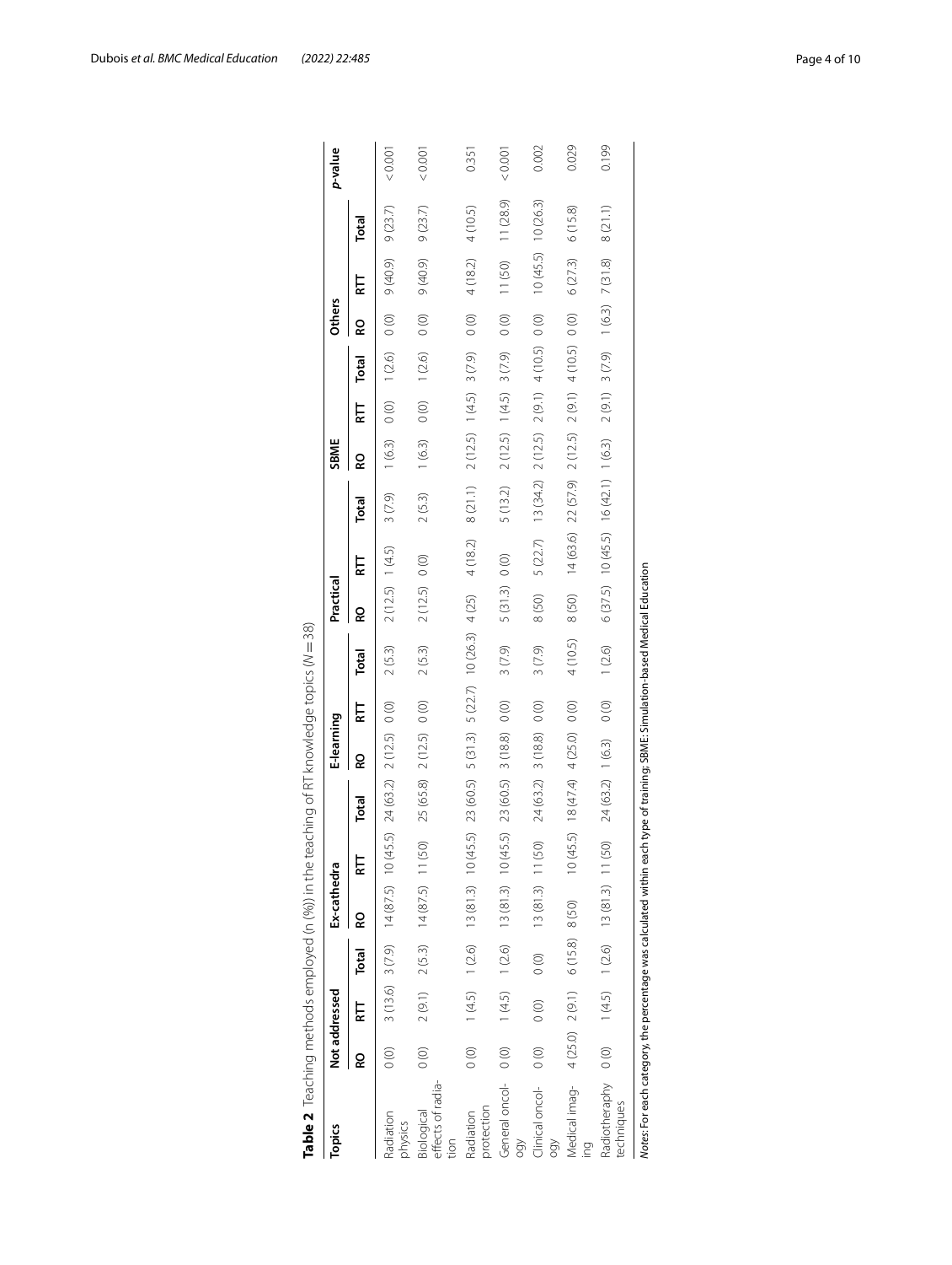**Table 2** Teaching methods employed (n (%)) in the teaching of RT knowledge topics (N = 38)

| Topics | Not addressed | | | Ex-cathedra | | | E-learning | | | Practical | | | SBME | | | Others | | | p-value |
|---|---|---|---|---|---|---|---|---|---|---|---|---|---|---|---|---|---|---|---|
| | RO | RTT | Total | RO | RTT | Total | RO | RTT | Total | RO | RTT | Total | RO | RTT | Total | RO | RTT | Total | |
| Radiation physics | 0 (0) | 3 (13.6) | 3 (7.9) | 14 (87.5) | 10 (45.5) | 24 (63.2) | 2 (12.5) | 0 (0) | 2 (5.3) | 2 (12.5) | 1 (4.5) | 3 (7.9) | 1 (6.3) | 0 (0) | 1 (2.6) | 0 (0) | 9 (40.9) | 9 (23.7) | < 0.001 |
| Biological effects of radiation | 0 (0) | 2 (9.1) | 2 (5.3) | 14 (87.5) | 11 (50) | 25 (65.8) | 2 (12.5) | 0 (0) | 2 (5.3) | 2 (12.5) | 0 (0) | 2 (5.3) | 1 (6.3) | 0 (0) | 1 (2.6) | 0 (0) | 9 (40.9) | 9 (23.7) | < 0.001 |
| Radiation protection | 0 (0) | 1 (4.5) | 1 (2.6) | 13 (81.3) | 10 (45.5) | 23 (60.5) | 5 (31.3) | 5 (22.7) | 10 (26.3) | 4 (25) | 4 (18.2) | 8 (21.1) | 2 (12.5) | 1 (4.5) | 3 (7.9) | 0 (0) | 4 (18.2) | 4 (10.5) | 0.351 |
| General oncology | 0 (0) | 1 (4.5) | 1 (2.6) | 13 (81.3) | 10 (45.5) | 23 (60.5) | 3 (18.8) | 0 (0) | 3 (7.9) | 5 (31.3) | 0 (0) | 5 (13.2) | 2 (12.5) | 1 (4.5) | 3 (7.9) | 0 (0) | 11 (50) | 11 (28.9) | < 0.001 |
| Clinical oncology | 0 (0) | 0 (0) | 0 (0) | 13 (81.3) | 11 (50) | 24 (63.2) | 3 (18.8) | 0 (0) | 3 (7.9) | 8 (50) | 5 (22.7) | 13 (34.2) | 2 (12.5) | 2 (9.1) | 4 (10.5) | 0 (0) | 10 (45.5) | 10 (26.3) | 0.002 |
| Medical imaging | 4 (25.0) | 2 (9.1) | 6 (15.8) | 8 (50) | 10 (45.5) | 18 (47.4) | 4 (25.0) | 0 (0) | 4 (10.5) | 8 (50) | 14 (63.6) | 22 (57.9) | 2 (12.5) | 2 (9.1) | 4 (10.5) | 0 (0) | 6 (27.3) | 6 (15.8) | 0.029 |
| Radiotherapy techniques | 0 (0) | 1 (4.5) | 1 (2.6) | 13 (81.3) | 11 (50) | 24 (63.2) | 1 (6.3) | 0 (0) | 1 (2.6) | 6 (37.5) | 10 (45.5) | 16 (42.1) | 1 (6.3) | 2 (9.1) | 3 (7.9) | 1 (6.3) | 7 (31.8) | 8 (21.1) | 0.199 |

*Notes*: For each category, the percentage was calculated within each type of training; SBME: Simulation-based Medical Education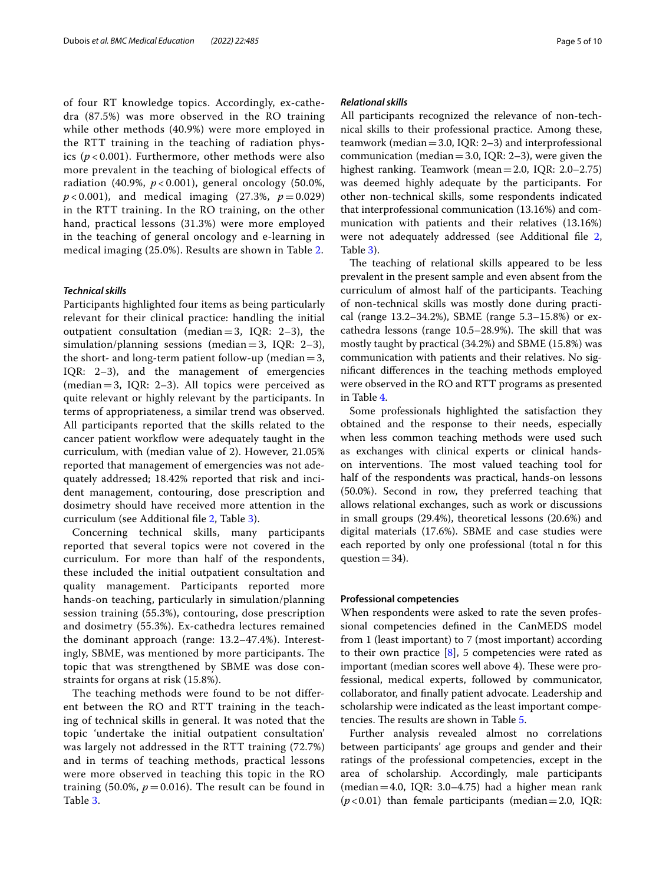of four RT knowledge topics. Accordingly, ex-cathedra (87.5%) was more observed in the RO training while other methods (40.9%) were more employed in the RTT training in the teaching of radiation physics ($p<0.001$). Furthermore, other methods were also more prevalent in the teaching of biological effects of radiation (40.9%, $p<0.001$), general oncology (50.0%, $p<0.001$), and medical imaging (27.3%, $p=0.029$) in the RTT training. In the RO training, on the other hand, practical lessons (31.3%) were more employed in the teaching of general oncology and e-learning in medical imaging (25.0%). Results are shown in Table 2.

#### *Technical skills*

Participants highlighted four items as being particularly relevant for their clinical practice: handling the initial outpatient consultation (median = 3, IQR: 2–3), the simulation/planning sessions (median = 3, IQR: 2–3), the short- and long-term patient follow-up (median = 3, IQR: 2–3), and the management of emergencies (median = 3, IQR: 2–3). All topics were perceived as quite relevant or highly relevant by the participants. In terms of appropriateness, a similar trend was observed. All participants reported that the skills related to the cancer patient workflow were adequately taught in the curriculum, with (median value of 2). However, 21.05% reported that management of emergencies was not adequately addressed; 18.42% reported that risk and incident management, contouring, dose prescription and dosimetry should have received more attention in the curriculum (see Additional file 2, Table 3).

Concerning technical skills, many participants reported that several topics were not covered in the curriculum. For more than half of the respondents, these included the initial outpatient consultation and quality management. Participants reported more hands-on teaching, particularly in simulation/planning session training (55.3%), contouring, dose prescription and dosimetry (55.3%). Ex-cathedra lectures remained the dominant approach (range: 13.2–47.4%). Interestingly, SBME, was mentioned by more participants. The topic that was strengthened by SBME was dose constraints for organs at risk (15.8%).

The teaching methods were found to be not different between the RO and RTT training in the teaching of technical skills in general. It was noted that the topic 'undertake the initial outpatient consultation' was largely not addressed in the RTT training (72.7%) and in terms of teaching methods, practical lessons were more observed in teaching this topic in the RO training (50.0%, $p=0.016$). The result can be found in Table 3.

#### *Relational skills*

All participants recognized the relevance of non-technical skills to their professional practice. Among these, teamwork (median = 3.0, IQR: 2–3) and interprofessional communication (median = 3.0, IQR: 2–3), were given the highest ranking. Teamwork (mean = 2.0, IQR: 2.0–2.75) was deemed highly adequate by the participants. For other non-technical skills, some respondents indicated that interprofessional communication (13.16%) and communication with patients and their relatives (13.16%) were not adequately addressed (see Additional file 2, Table 3).

The teaching of relational skills appeared to be less prevalent in the present sample and even absent from the curriculum of almost half of the participants. Teaching of non-technical skills was mostly done during practical (range 13.2–34.2%), SBME (range 5.3–15.8%) or ex-cathedra lessons (range 10.5–28.9%). The skill that was mostly taught by practical (34.2%) and SBME (15.8%) was communication with patients and their relatives. No significant differences in the teaching methods employed were observed in the RO and RTT programs as presented in Table 4.

Some professionals highlighted the satisfaction they obtained and the response to their needs, especially when less common teaching methods were used such as exchanges with clinical experts or clinical hands-on interventions. The most valued teaching tool for half of the respondents was practical, hands-on lessons (50.0%). Second in row, they preferred teaching that allows relational exchanges, such as work or discussions in small groups (29.4%), theoretical lessons (20.6%) and digital materials (17.6%). SBME and case studies were each reported by only one professional (total n for this question = 34).

### Professional competencies

When respondents were asked to rate the seven professional competencies defined in the CanMEDS model from 1 (least important) to 7 (most important) according to their own practice [8], 5 competencies were rated as important (median scores well above 4). These were professional, medical experts, followed by communicator, collaborator, and finally patient advocate. Leadership and scholarship were indicated as the least important competencies. The results are shown in Table 5.

Further analysis revealed almost no correlations between participants' age groups and gender and their ratings of the professional competencies, except in the area of scholarship. Accordingly, male participants (median = 4.0, IQR: 3.0–4.75) had a higher mean rank ($p<0.01$) than female participants (median = 2.0, IQR: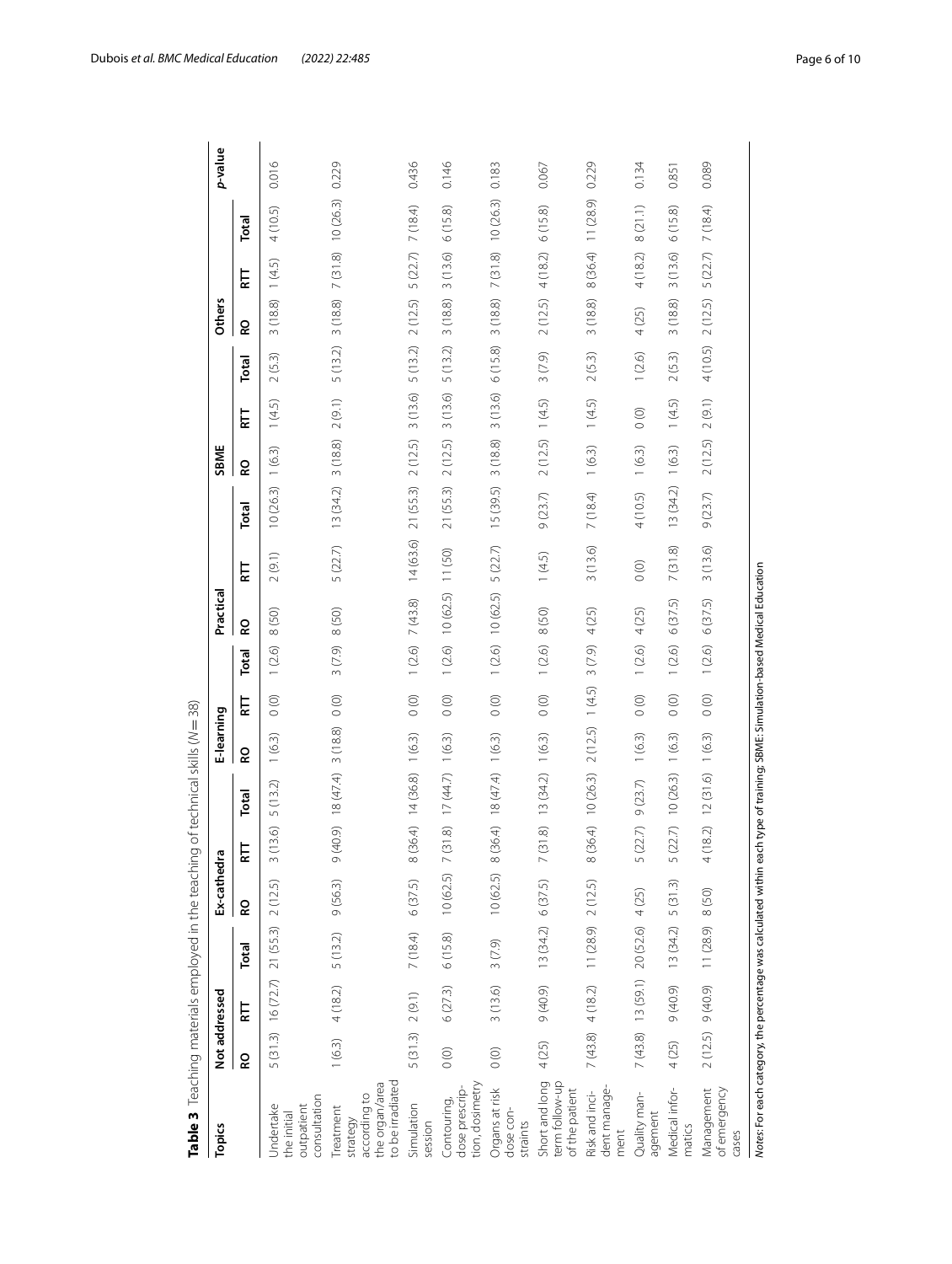**Table 3** Teaching materials employed in the teaching of technical skills (*N* = 38)

| Topics | Not addressed | | | Ex-cathedra | | | E-learning | | | Practical | | | SBME | | | Others | | | *p*-value |
|---|---|---|---|---|---|---|---|---|---|---|---|---|---|---|---|---|---|---|---|
| | RO | RTT | Total | RO | RTT | Total | RO | RTT | Total | RO | RTT | Total | RO | RTT | Total | RO | RTT | Total | |
| Undertake the initial outpatient consultation | 5 (31.3) | 16 (72.7) | 21 (55.3) | 2 (12.5) | 3 (13.6) | 5 (13.2) | 1 (6.3) | 0 (0) | 1 (2.6) | 8 (50) | 2 (9.1) | 10 (26.3) | 1 (6.3) | 1 (4.5) | 2 (5.3) | 3 (18.8) | 1 (4.5) | 4 (10.5) | 0.016 |
| Treatment strategy according to the organ/area to be irradiated | 1 (6.3) | 4 (18.2) | 5 (13.2) | 9 (56.3) | 9 (40.9) | 18 (47.4) | 3 (18.8) | 0 (0) | 3 (7.9) | 8 (50) | 5 (22.7) | 13 (34.2) | 3 (18.8) | 2 (9.1) | 5 (13.2) | 3 (18.8) | 7 (31.8) | 10 (26.3) | 0.229 |
| Simulation session | 5 (31.3) | 2 (9.1) | 7 (18.4) | 6 (37.5) | 8 (36.4) | 14 (36.8) | 1 (6.3) | 0 (0) | 1 (2.6) | 7 (43.8) | 14 (63.6) | 21 (55.3) | 2 (12.5) | 3 (13.6) | 5 (13.2) | 2 (12.5) | 5 (22.7) | 7 (18.4) | 0.436 |
| Contouring, dose prescription, dosimetry | 0 (0) | 6 (27.3) | 6 (15.8) | 10 (62.5) | 7 (31.8) | 17 (44.7) | 1 (6.3) | 0 (0) | 1 (2.6) | 10 (62.5) | 11 (50) | 21 (55.3) | 2 (12.5) | 3 (13.6) | 5 (13.2) | 3 (18.8) | 3 (13.6) | 6 (15.8) | 0.146 |
| Organs at risk dose constraints | 0 (0) | 3 (13.6) | 3 (7.9) | 10 (62.5) | 8 (36.4) | 18 (47.4) | 1 (6.3) | 0 (0) | 1 (2.6) | 10 (62.5) | 5 (22.7) | 15 (39.5) | 3 (18.8) | 3 (13.6) | 6 (15.8) | 3 (18.8) | 7 (31.8) | 10 (26.3) | 0.183 |
| Short and long term follow-up of the patient | 4 (25) | 9 (40.9) | 13 (34.2) | 6 (37.5) | 7 (31.8) | 13 (34.2) | 1 (6.3) | 0 (0) | 1 (2.6) | 8 (50) | 1 (4.5) | 9 (23.7) | 2 (12.5) | 1 (4.5) | 3 (7.9) | 2 (12.5) | 4 (18.2) | 6 (15.8) | 0.067 |
| Risk and incident management | 7 (43.8) | 4 (18.2) | 11 (28.9) | 2 (12.5) | 8 (36.4) | 10 (26.3) | 2 (12.5) | 1 (4.5) | 3 (7.9) | 4 (25) | 3 (13.6) | 7 (18.4) | 1 (6.3) | 1 (4.5) | 2 (5.3) | 3 (18.8) | 8 (36.4) | 11 (28.9) | 0.229 |
| Quality management | 7 (43.8) | 13 (59.1) | 20 (52.6) | 4 (25) | 5 (22.7) | 9 (23.7) | 1 (6.3) | 0 (0) | 1 (2.6) | 4 (25) | 0 (0) | 4 (10.5) | 1 (6.3) | 0 (0) | 1 (2.6) | 4 (25) | 4 (18.2) | 8 (21.1) | 0.134 |
| Medical informatics | 4 (25) | 9 (40.9) | 13 (34.2) | 5 (31.3) | 5 (22.7) | 10 (26.3) | 1 (6.3) | 0 (0) | 1 (2.6) | 6 (37.5) | 7 (31.8) | 13 (34.2) | 1 (6.3) | 1 (4.5) | 2 (5.3) | 3 (18.8) | 3 (13.6) | 6 (15.8) | 0.851 |
| Management of emergency cases | 2 (12.5) | 9 (40.9) | 11 (28.9) | 8 (50) | 4 (18.2) | 12 (31.6) | 1 (6.3) | 0 (0) | 1 (2.6) | 6 (37.5) | 3 (13.6) | 9 (23.7) | 2 (12.5) | 2 (9.1) | 4 (10.5) | 2 (12.5) | 5 (22.7) | 7 (18.4) | 0.089 |

*Notes*: For each category, the percentage was calculated within each type of training. SBME: Simulation-based Medical Education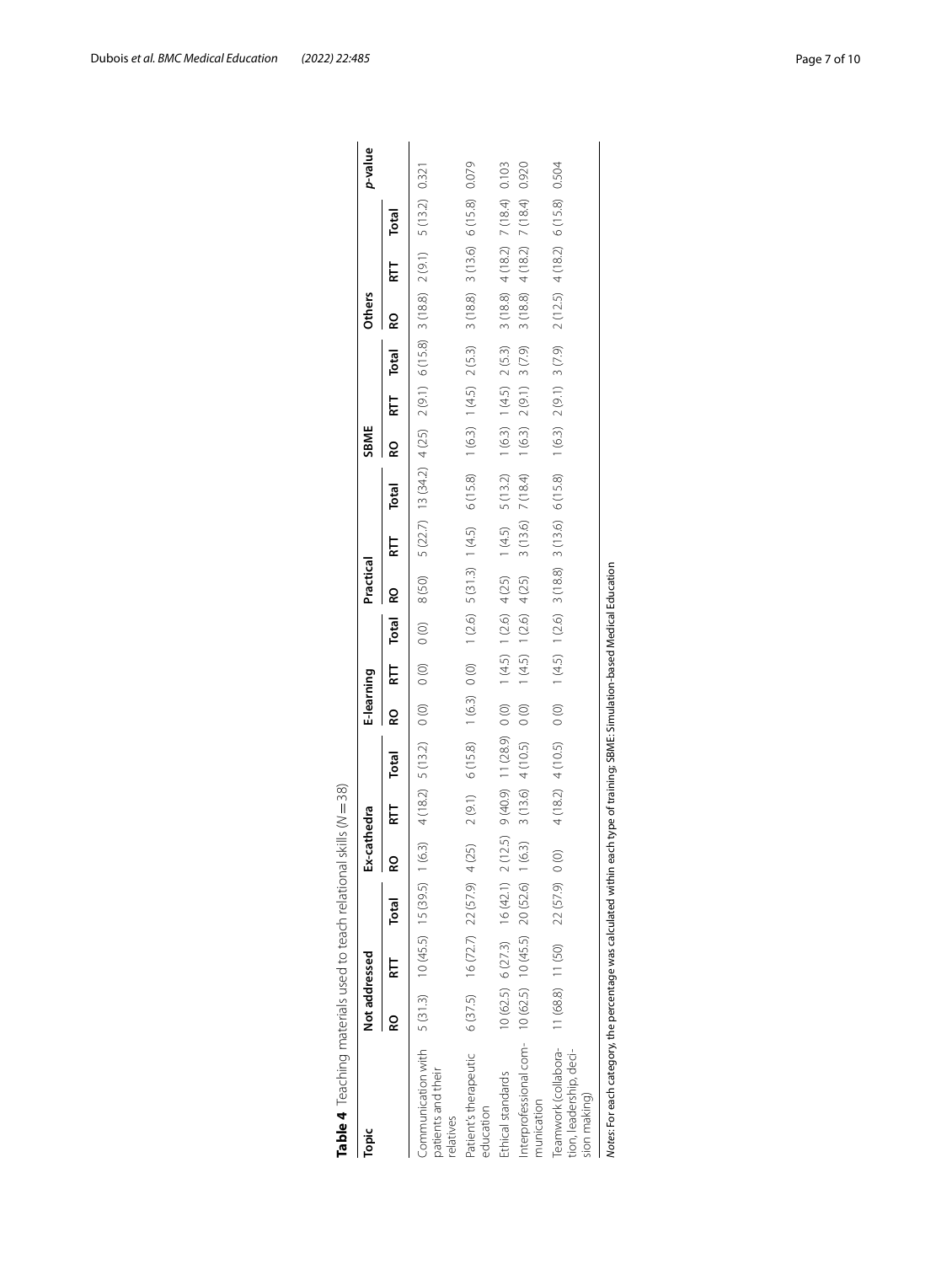**Table 4** Teaching materials used to teach relational skills (N = 38)

| Topic | Not addressed | | | Ex-cathedra | | | E-learning | | | Practical | | | SBME | | | Others | | | p-value |
|---|---|---|---|---|---|---|---|---|---|---|---|---|---|---|---|---|---|---|---|
| | RO | RTT | Total | RO | RTT | Total | RO | RTT | Total | RO | RTT | Total | RO | RTT | Total | RO | RTT | Total | |
| Communication with patients and their relatives | 5 (31.3) | 10 (45.5) | 15 (39.5) | 1 (6.3) | 4 (18.2) | 5 (13.2) | 0 (0) | 0 (0) | 0 (0) | 8 (50) | 5 (22.7) | 13 (34.2) | 4 (25) | 2 (9.1) | 6 (15.8) | 3 (18.8) | 2 (9.1) | 5 (13.2) | 0.321 |
| Patient's therapeutic education | 6 (37.5) | 16 (72.7) | 22 (57.9) | 4 (25) | 2 (9.1) | 6 (15.8) | 1 (6.3) | 0 (0) | 1 (2.6) | 5 (31.3) | 1 (4.5) | 6 (15.8) | 1 (6.3) | 1 (4.5) | 2 (5.3) | 3 (18.8) | 3 (13.6) | 6 (15.8) | 0.079 |
| Ethical standards | 10 (62.5) | 6 (27.3) | 16 (42.1) | 2 (12.5) | 9 (40.9) | 11 (28.9) | 0 (0) | 1 (4.5) | 1 (2.6) | 4 (25) | 1 (4.5) | 5 (13.2) | 1 (6.3) | 1 (4.5) | 2 (5.3) | 3 (18.8) | 4 (18.2) | 7 (18.4) | 0.103 |
| Interprofessional communication | 10 (62.5) | 10 (45.5) | 20 (52.6) | 1 (6.3) | 3 (13.6) | 4 (10.5) | 0 (0) | 1 (4.5) | 1 (2.6) | 4 (25) | 3 (13.6) | 7 (18.4) | 1 (6.3) | 2 (9.1) | 3 (7.9) | 3 (18.8) | 4 (18.2) | 7 (18.4) | 0.920 |
| Teamwork (collaboration, leadership, decision making) | 11 (68.8) | 11 (50) | 22 (57.9) | 0 (0) | 4 (18.2) | 4 (10.5) | 0 (0) | 1 (4.5) | 1 (2.6) | 3 (18.8) | 3 (13.6) | 6 (15.8) | 1 (6.3) | 2 (9.1) | 3 (7.9) | 2 (12.5) | 4 (18.2) | 6 (15.8) | 0.504 |

*Notes*: For each category, the percentage was calculated within each type of training; SBME: Simulation-based Medical Education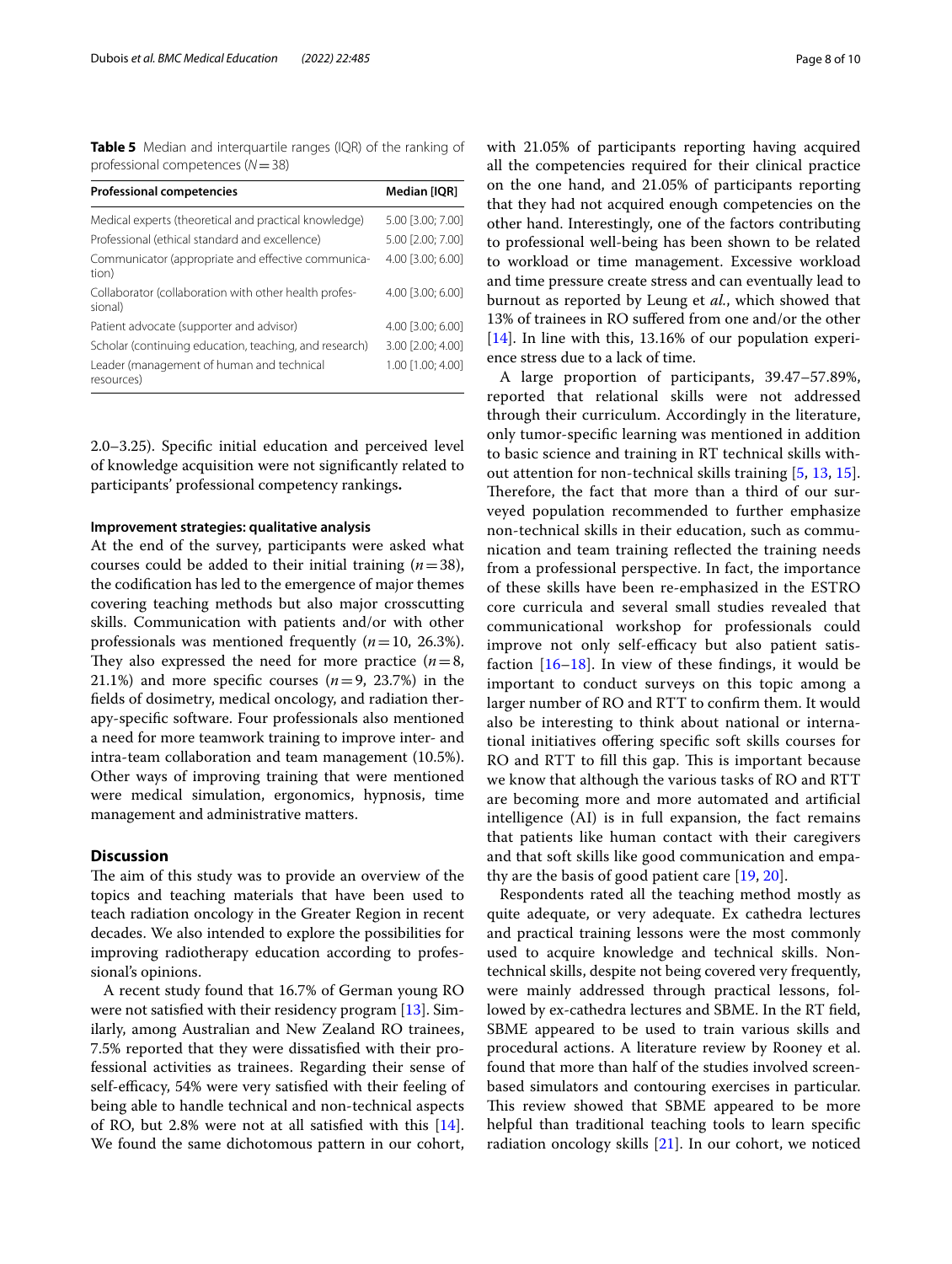**Table 5** Median and interquartile ranges (IQR) of the ranking of professional competences ($N = 38$)

| Professional competencies | Median [IQR] |
|---|---|
| Medical experts (theoretical and practical knowledge) | 5.00 [3.00; 7.00] |
| Professional (ethical standard and excellence) | 5.00 [2.00; 7.00] |
| Communicator (appropriate and effective communication) | 4.00 [3.00; 6.00] |
| Collaborator (collaboration with other health professional) | 4.00 [3.00; 6.00] |
| Patient advocate (supporter and advisor) | 4.00 [3.00; 6.00] |
| Scholar (continuing education, teaching, and research) | 3.00 [2.00; 4.00] |
| Leader (management of human and technical resources) | 1.00 [1.00; 4.00] |

2.0–3.25). Specific initial education and perceived level of knowledge acquisition were not significantly related to participants' professional competency rankings**.**

#### Improvement strategies: qualitative analysis

At the end of the survey, participants were asked what courses could be added to their initial training ($n = 38$), the codification has led to the emergence of major themes covering teaching methods but also major crosscutting skills. Communication with patients and/or with other professionals was mentioned frequently ($n = 10$, 26.3%). They also expressed the need for more practice ($n = 8$, 21.1%) and more specific courses ($n = 9$, 23.7%) in the fields of dosimetry, medical oncology, and radiation therapy-specific software. Four professionals also mentioned a need for more teamwork training to improve inter- and intra-team collaboration and team management (10.5%). Other ways of improving training that were mentioned were medical simulation, ergonomics, hypnosis, time management and administrative matters.

## Discussion

The aim of this study was to provide an overview of the topics and teaching materials that have been used to teach radiation oncology in the Greater Region in recent decades. We also intended to explore the possibilities for improving radiotherapy education according to professional's opinions.

A recent study found that 16.7% of German young RO were not satisfied with their residency program [13]. Similarly, among Australian and New Zealand RO trainees, 7.5% reported that they were dissatisfied with their professional activities as trainees. Regarding their sense of self-efficacy, 54% were very satisfied with their feeling of being able to handle technical and non-technical aspects of RO, but 2.8% were not at all satisfied with this [14]. We found the same dichotomous pattern in our cohort, with 21.05% of participants reporting having acquired all the competencies required for their clinical practice on the one hand, and 21.05% of participants reporting that they had not acquired enough competencies on the other hand. Interestingly, one of the factors contributing to professional well-being has been shown to be related to workload or time management. Excessive workload and time pressure create stress and can eventually lead to burnout as reported by Leung et *al.*, which showed that 13% of trainees in RO suffered from one and/or the other [14]. In line with this, 13.16% of our population experience stress due to a lack of time.

A large proportion of participants, 39.47–57.89%, reported that relational skills were not addressed through their curriculum. Accordingly in the literature, only tumor-specific learning was mentioned in addition to basic science and training in RT technical skills without attention for non-technical skills training [5, 13, 15]. Therefore, the fact that more than a third of our surveyed population recommended to further emphasize non-technical skills in their education, such as communication and team training reflected the training needs from a professional perspective. In fact, the importance of these skills have been re-emphasized in the ESTRO core curricula and several small studies revealed that communicational workshop for professionals could improve not only self-efficacy but also patient satisfaction [16–18]. In view of these findings, it would be important to conduct surveys on this topic among a larger number of RO and RTT to confirm them. It would also be interesting to think about national or international initiatives offering specific soft skills courses for RO and RTT to fill this gap. This is important because we know that although the various tasks of RO and RTT are becoming more and more automated and artificial intelligence (AI) is in full expansion, the fact remains that patients like human contact with their caregivers and that soft skills like good communication and empathy are the basis of good patient care [19, 20].

Respondents rated all the teaching method mostly as quite adequate, or very adequate. Ex cathedra lectures and practical training lessons were the most commonly used to acquire knowledge and technical skills. Non-technical skills, despite not being covered very frequently, were mainly addressed through practical lessons, followed by ex-cathedra lectures and SBME. In the RT field, SBME appeared to be used to train various skills and procedural actions. A literature review by Rooney et al. found that more than half of the studies involved screen-based simulators and contouring exercises in particular. This review showed that SBME appeared to be more helpful than traditional teaching tools to learn specific radiation oncology skills [21]. In our cohort, we noticed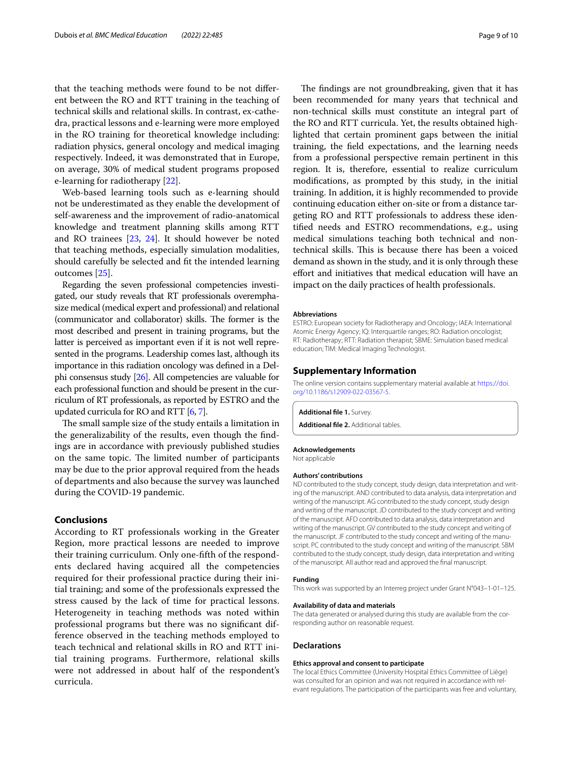that the teaching methods were found to be not different between the RO and RTT training in the teaching of technical skills and relational skills. In contrast, ex-cathedra, practical lessons and e-learning were more employed in the RO training for theoretical knowledge including: radiation physics, general oncology and medical imaging respectively. Indeed, it was demonstrated that in Europe, on average, 30% of medical student programs proposed e-learning for radiotherapy [22].

Web-based learning tools such as e-learning should not be underestimated as they enable the development of self-awareness and the improvement of radio-anatomical knowledge and treatment planning skills among RTT and RO trainees [23, 24]. It should however be noted that teaching methods, especially simulation modalities, should carefully be selected and fit the intended learning outcomes [25].

Regarding the seven professional competencies investigated, our study reveals that RT professionals overemphasize medical (medical expert and professional) and relational (communicator and collaborator) skills. The former is the most described and present in training programs, but the latter is perceived as important even if it is not well represented in the programs. Leadership comes last, although its importance in this radiation oncology was defined in a Delphi consensus study [26]. All competencies are valuable for each professional function and should be present in the curriculum of RT professionals, as reported by ESTRO and the updated curricula for RO and RTT [6, 7].

The small sample size of the study entails a limitation in the generalizability of the results, even though the findings are in accordance with previously published studies on the same topic. The limited number of participants may be due to the prior approval required from the heads of departments and also because the survey was launched during the COVID-19 pandemic.

## Conclusions

According to RT professionals working in the Greater Region, more practical lessons are needed to improve their training curriculum. Only one-fifth of the respondents declared having acquired all the competencies required for their professional practice during their initial training; and some of the professionals expressed the stress caused by the lack of time for practical lessons. Heterogeneity in teaching methods was noted within professional programs but there was no significant difference observed in the teaching methods employed to teach technical and relational skills in RO and RTT initial training programs. Furthermore, relational skills were not addressed in about half of the respondent's curricula.

The findings are not groundbreaking, given that it has been recommended for many years that technical and non-technical skills must constitute an integral part of the RO and RTT curricula. Yet, the results obtained highlighted that certain prominent gaps between the initial training, the field expectations, and the learning needs from a professional perspective remain pertinent in this region. It is, therefore, essential to realize curriculum modifications, as prompted by this study, in the initial training. In addition, it is highly recommended to provide continuing education either on-site or from a distance targeting RO and RTT professionals to address these identified needs and ESTRO recommendations, e.g., using medical simulations teaching both technical and non-technical skills. This is because there has been a voiced demand as shown in the study, and it is only through these effort and initiatives that medical education will have an impact on the daily practices of health professionals.

### Abbreviations

ESTRO: European society for Radiotherapy and Oncology; IAEA: International Atomic Energy Agency; IQ: Interquartile ranges; RO: Radiation oncologist; RT: Radiotherapy; RTT: Radiation therapist; SBME: Simulation based medical education; TIM: Medical Imaging Technologist.

## Supplementary Information

The online version contains supplementary material available at https://doi.org/10.1186/s12909-022-03567-5.

**Additional file 1.** Survey.

**Additional file 2.** Additional tables.

### Acknowledgements

Not applicable

### Authors' contributions

ND contributed to the study concept, study design, data interpretation and writing of the manuscript. AND contributed to data analysis, data interpretation and writing of the manuscript. AG contributed to the study concept, study design and writing of the manuscript. JD contributed to the study concept and writing of the manuscript. AFD contributed to data analysis, data interpretation and writing of the manuscript. GV contributed to the study concept and writing of the manuscript. JF contributed to the study concept and writing of the manuscript. PC contributed to the study concept and writing of the manuscript. SBM contributed to the study concept, study design, data interpretation and writing of the manuscript. All author read and approved the final manuscript.

### Funding

This work was supported by an Interreg project under Grant N°043–1-01–125.

### Availability of data and materials

The data generated or analysed during this study are available from the corresponding author on reasonable request.

## Declarations

### Ethics approval and consent to participate

The local Ethics Committee (University Hospital Ethics Committee of Liège) was consulted for an opinion and was not required in accordance with relevant regulations. The participation of the participants was free and voluntary,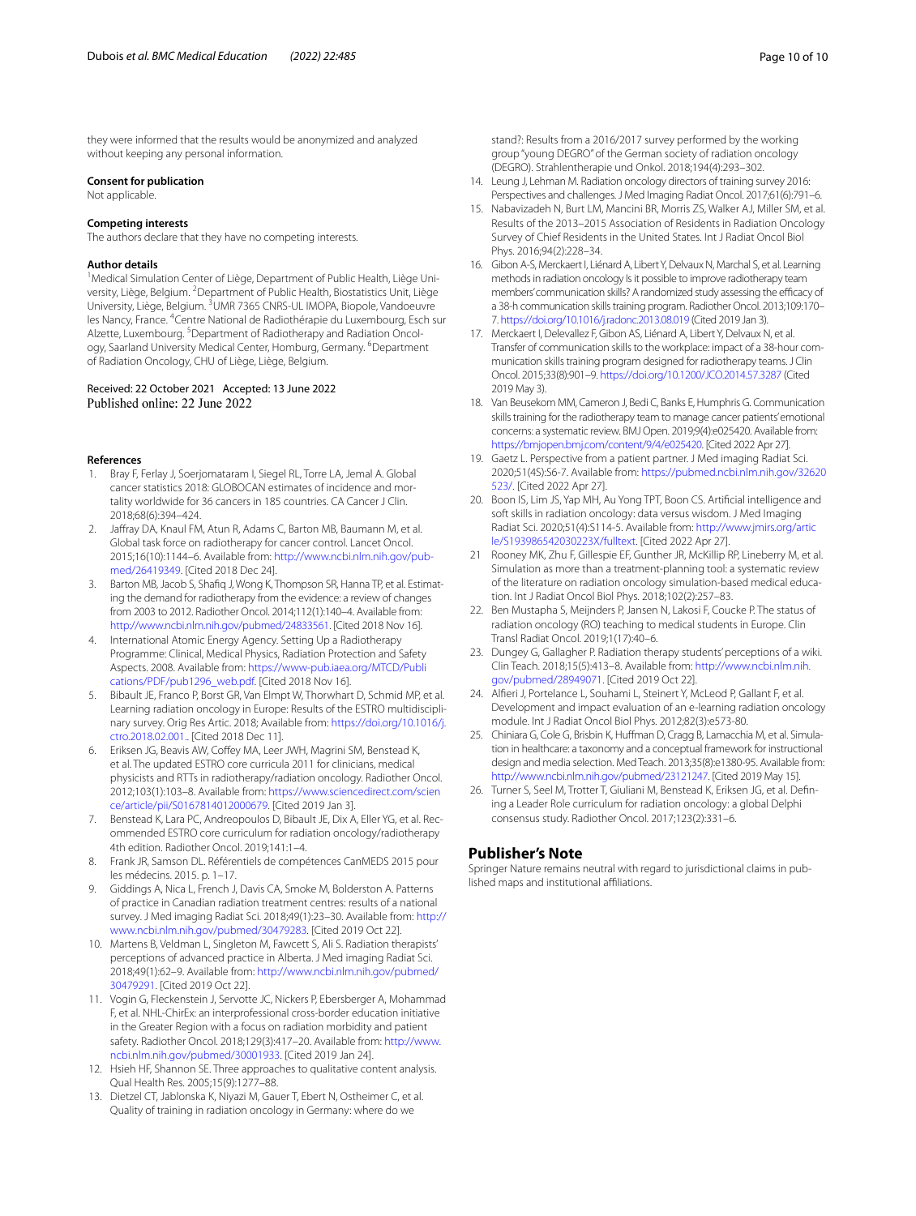they were informed that the results would be anonymized and analyzed without keeping any personal information.

### Consent for publication

Not applicable.

### Competing interests

The authors declare that they have no competing interests.

### Author details

[1]Medical Simulation Center of Liège, Department of Public Health, Liège University, Liège, Belgium. [2]Department of Public Health, Biostatistics Unit, Liège University, Liège, Belgium. [3]UMR 7365 CNRS-UL IMOPA, Biopole, Vandoeuvre les Nancy, France. [4]Centre National de Radiothérapie du Luxembourg, Esch sur Alzette, Luxembourg. [5]Department of Radiotherapy and Radiation Oncology, Saarland University Medical Center, Homburg, Germany. [6]Department of Radiation Oncology, CHU of Liège, Liège, Belgium.

Received: 22 October 2021 Accepted: 13 June 2022
Published online: 22 June 2022

### References

1. Bray F, Ferlay J, Soerjomataram I, Siegel RL, Torre LA, Jemal A. Global cancer statistics 2018: GLOBOCAN estimates of incidence and mortality worldwide for 36 cancers in 185 countries. CA Cancer J Clin. 2018;68(6):394–424.
2. Jaffray DA, Knaul FM, Atun R, Adams C, Barton MB, Baumann M, et al. Global task force on radiotherapy for cancer control. Lancet Oncol. 2015;16(10):1144–6. Available from: http://www.ncbi.nlm.nih.gov/pubmed/26419349. [Cited 2018 Dec 24].
3. Barton MB, Jacob S, Shafiq J, Wong K, Thompson SR, Hanna TP, et al. Estimating the demand for radiotherapy from the evidence: a review of changes from 2003 to 2012. Radiother Oncol. 2014;112(1):140–4. Available from: http://www.ncbi.nlm.nih.gov/pubmed/24833561. [Cited 2018 Nov 16].
4. International Atomic Energy Agency. Setting Up a Radiotherapy Programme: Clinical, Medical Physics, Radiation Protection and Safety Aspects. 2008. Available from: https://www-pub.iaea.org/MTCD/Publications/PDF/pub1296_web.pdf. [Cited 2018 Nov 16].
5. Bibault JE, Franco P, Borst GR, Van Elmpt W, Thorwhart D, Schmid MP, et al. Learning radiation oncology in Europe: Results of the ESTRO multidisciplinary survey. Orig Res Artic. 2018; Available from: https://doi.org/10.1016/j.ctro.2018.02.001.. [Cited 2018 Dec 11].
6. Eriksen JG, Beavis AW, Coffey MA, Leer JWH, Magrini SM, Benstead K, et al. The updated ESTRO core curricula 2011 for clinicians, medical physicists and RTTs in radiotherapy/radiation oncology. Radiother Oncol. 2012;103(1):103–8. Available from: https://www.sciencedirect.com/science/article/pii/S0167814012000679. [Cited 2019 Jan 3].
7. Benstead K, Lara PC, Andreopoulos D, Bibault JE, Dix A, Eller YG, et al. Recommended ESTRO core curriculum for radiation oncology/radiotherapy 4th edition. Radiother Oncol. 2019;141:1–4.
8. Frank JR, Samson DL. Référentiels de compétences CanMEDS 2015 pour les médecins. 2015. p. 1–17.
9. Giddings A, Nica L, French J, Davis CA, Smoke M, Bolderston A. Patterns of practice in Canadian radiation treatment centres: results of a national survey. J Med imaging Radiat Sci. 2018;49(1):23–30. Available from: http://www.ncbi.nlm.nih.gov/pubmed/30479283. [Cited 2019 Oct 22].
10. Martens B, Veldman L, Singleton M, Fawcett S, Ali S. Radiation therapists' perceptions of advanced practice in Alberta. J Med imaging Radiat Sci. 2018;49(1):62–9. Available from: http://www.ncbi.nlm.nih.gov/pubmed/30479291. [Cited 2019 Oct 22].
11. Vogin G, Fleckenstein J, Servotte JC, Nickers P, Ebersberger A, Mohammad F, et al. NHL-ChirEx: an interprofessional cross-border education initiative in the Greater Region with a focus on radiation morbidity and patient safety. Radiother Oncol. 2018;129(3):417–20. Available from: http://www.ncbi.nlm.nih.gov/pubmed/30001933. [Cited 2019 Jan 24].
12. Hsieh HF, Shannon SE. Three approaches to qualitative content analysis. Qual Health Res. 2005;15(9):1277–88.
13. Dietzel CT, Jablonska K, Niyazi M, Gauer T, Ebert N, Ostheimer C, et al. Quality of training in radiation oncology in Germany: where do we stand?: Results from a 2016/2017 survey performed by the working group "young DEGRO" of the German society of radiation oncology (DEGRO). Strahlentherapie und Onkol. 2018;194(4):293–302.
14. Leung J, Lehman M. Radiation oncology directors of training survey 2016: Perspectives and challenges. J Med Imaging Radiat Oncol. 2017;61(6):791–6.
15. Nabavizadeh N, Burt LM, Mancini BR, Morris ZS, Walker AJ, Miller SM, et al. Results of the 2013–2015 Association of Residents in Radiation Oncology Survey of Chief Residents in the United States. Int J Radiat Oncol Biol Phys. 2016;94(2):228–34.
16. Gibon A-S, Merckaert I, Liénard A, Libert Y, Delvaux N, Marchal S, et al. Learning methods in radiation oncology Is it possible to improve radiotherapy team members' communication skills? A randomized study assessing the efficacy of a 38-h communication skills training program. Radiother Oncol. 2013;109:170–7. https://doi.org/10.1016/j.radonc.2013.08.019 (Cited 2019 Jan 3).
17. Merckaert I, Delevallez F, Gibon AS, Liénard A, Libert Y, Delvaux N, et al. Transfer of communication skills to the workplace: impact of a 38-hour communication skills training program designed for radiotherapy teams. J Clin Oncol. 2015;33(8):901–9. https://doi.org/10.1200/JCO.2014.57.3287 (Cited 2019 May 3).
18. Van Beusekom MM, Cameron J, Bedi C, Banks E, Humphris G. Communication skills training for the radiotherapy team to manage cancer patients' emotional concerns: a systematic review. BMJ Open. 2019;9(4):e025420. Available from: https://bmjopen.bmj.com/content/9/4/e025420. [Cited 2022 Apr 27].
19. Gaetz L. Perspective from a patient partner. J Med imaging Radiat Sci. 2020;51(4S):S6-7. Available from: https://pubmed.ncbi.nlm.nih.gov/32620523/. [Cited 2022 Apr 27].
20. Boon IS, Lim JS, Yap MH, Au Yong TPT, Boon CS. Artificial intelligence and soft skills in radiation oncology: data versus wisdom. J Med Imaging Radiat Sci. 2020;51(4):S114-5. Available from: http://www.jmirs.org/article/S193986542030223X/fulltext. [Cited 2022 Apr 27].
21. Rooney MK, Zhu F, Gillespie EF, Gunther JR, McKillip RP, Lineberry M, et al. Simulation as more than a treatment-planning tool: a systematic review of the literature on radiation oncology simulation-based medical education. Int J Radiat Oncol Biol Phys. 2018;102(2):257–83.
22. Ben Mustapha S, Meijnders P, Jansen N, Lakosi F, Coucke P. The status of radiation oncology (RO) teaching to medical students in Europe. Clin Transl Radiat Oncol. 2019;1(17):40–6.
23. Dungey G, Gallagher P. Radiation therapy students' perceptions of a wiki. Clin Teach. 2018;15(5):413–8. Available from: http://www.ncbi.nlm.nih.gov/pubmed/28949071. [Cited 2019 Oct 22].
24. Alfieri J, Portelance L, Souhami L, Steinert Y, McLeod P, Gallant F, et al. Development and impact evaluation of an e-learning radiation oncology module. Int J Radiat Oncol Biol Phys. 2012;82(3):e573-80.
25. Chiniara G, Cole G, Brisbin K, Huffman D, Cragg B, Lamacchia M, et al. Simulation in healthcare: a taxonomy and a conceptual framework for instructional design and media selection. Med Teach. 2013;35(8):e1380-95. Available from: http://www.ncbi.nlm.nih.gov/pubmed/23121247. [Cited 2019 May 15].
26. Turner S, Seel M, Trotter T, Giuliani M, Benstead K, Eriksen JG, et al. Defining a Leader Role curriculum for radiation oncology: a global Delphi consensus study. Radiother Oncol. 2017;123(2):331–6.

## Publisher's Note

Springer Nature remains neutral with regard to jurisdictional claims in published maps and institutional affiliations.